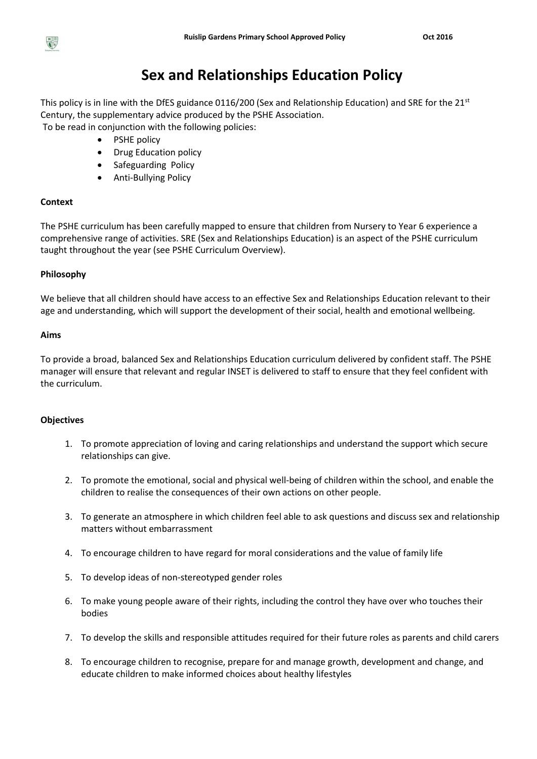# Sex and Relationships Education Policy

This policy is in line with the DfES guidance 0116/200 (Sex and Relationship Education) and SRE for the 21st Century, the supplementary advice produced by the PSHE Association.

To be read in conjunction with the following policies:

- PSHE policy
- Drug Education policy
- Safeguarding Policy
- Anti-Bullying Policy

**Context**

The PSHE curriculum has been carefully mapped to ensure that children from Nursery to Year 6 experience a comprehensive range of activities. SRE (Sex and Relationships Education) is an aspect of the PSHE curriculum taught throughout the year (see PSHE Curriculum Overview).

**Philosophy**

We believe that all children should have access to an effective Sex and Relationships Education relevant to their age and understanding, which will support the development of their social, health and emotional wellbeing.

**Aims**

To provide a broad, balanced Sex and Relationships Education curriculum delivered by confident staff. The PSHE manager will ensure that relevant and regular INSET is delivered to staff to ensure that they feel confident with the curriculum.

**Objectives**

1. To promote appreciation of loving and caring relationships and understand the support which secure relationships can give.
2. To promote the emotional, social and physical well-being of children within the school, and enable the children to realise the consequences of their own actions on other people.
3. To generate an atmosphere in which children feel able to ask questions and discuss sex and relationship matters without embarrassment
4. To encourage children to have regard for moral considerations and the value of family life
5. To develop ideas of non-stereotyped gender roles
6. To make young people aware of their rights, including the control they have over who touches their bodies
7. To develop the skills and responsible attitudes required for their future roles as parents and child carers
8. To encourage children to recognise, prepare for and manage growth, development and change, and educate children to make informed choices about healthy lifestyles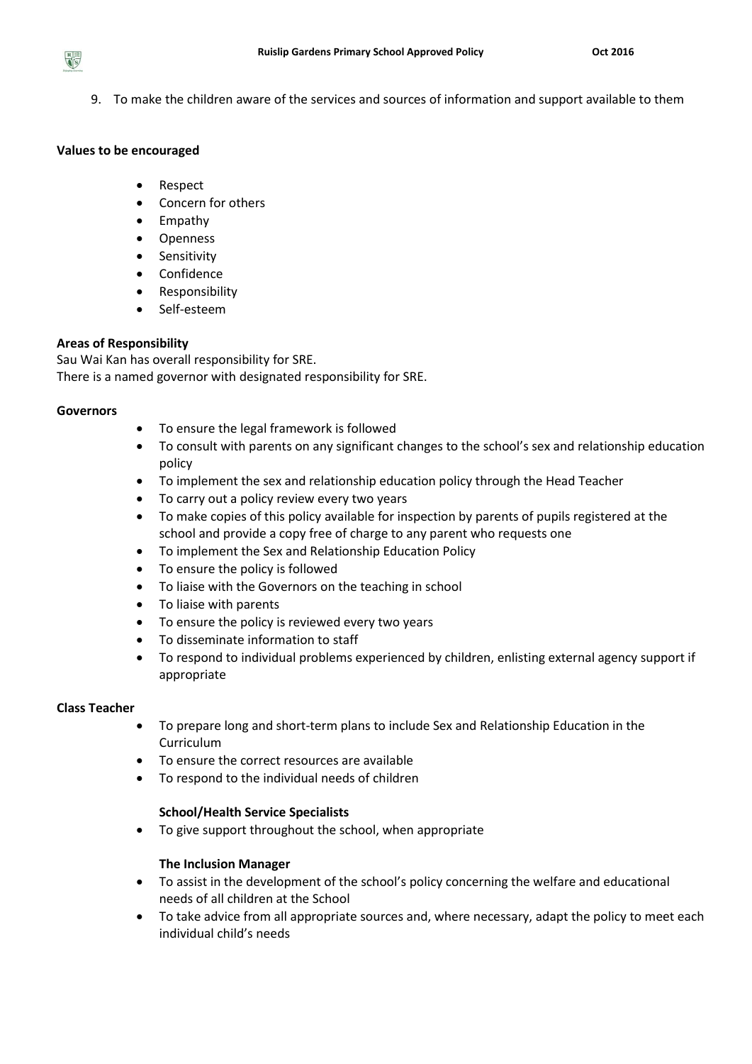9. To make the children aware of the services and sources of information and support available to them

**Values to be encouraged**

- Respect
- Concern for others
- Empathy
- Openness
- Sensitivity
- Confidence
- Responsibility
- Self-esteem

**Areas of Responsibility**

Sau Wai Kan has overall responsibility for SRE.
There is a named governor with designated responsibility for SRE.

**Governors**

- To ensure the legal framework is followed
- To consult with parents on any significant changes to the school's sex and relationship education policy
- To implement the sex and relationship education policy through the Head Teacher
- To carry out a policy review every two years
- To make copies of this policy available for inspection by parents of pupils registered at the school and provide a copy free of charge to any parent who requests one
- To implement the Sex and Relationship Education Policy
- To ensure the policy is followed
- To liaise with the Governors on the teaching in school
- To liaise with parents
- To ensure the policy is reviewed every two years
- To disseminate information to staff
- To respond to individual problems experienced by children, enlisting external agency support if appropriate

**Class Teacher**

- To prepare long and short-term plans to include Sex and Relationship Education in the Curriculum
- To ensure the correct resources are available
- To respond to the individual needs of children

**School/Health Service Specialists**

- To give support throughout the school, when appropriate

**The Inclusion Manager**

- To assist in the development of the school's policy concerning the welfare and educational needs of all children at the School
- To take advice from all appropriate sources and, where necessary, adapt the policy to meet each individual child's needs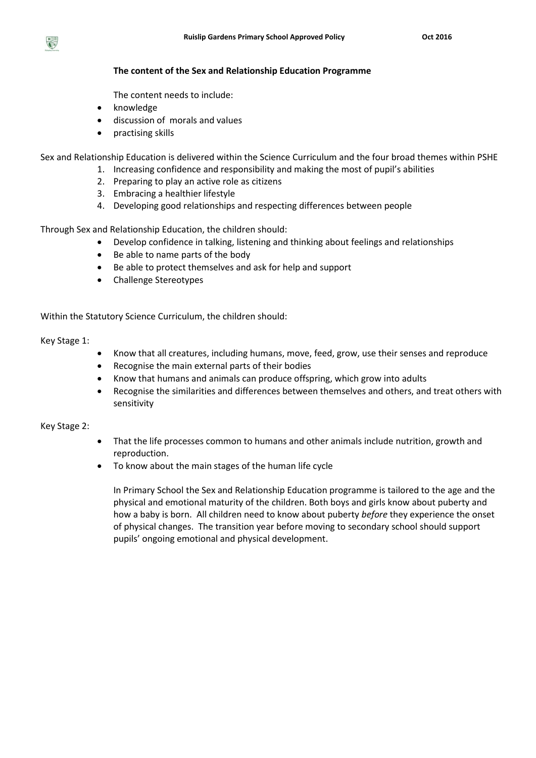## The content of the Sex and Relationship Education Programme

The content needs to include:

- knowledge
- discussion of morals and values
- practising skills

Sex and Relationship Education is delivered within the Science Curriculum and the four broad themes within PSHE

1. Increasing confidence and responsibility and making the most of pupil's abilities
2. Preparing to play an active role as citizens
3. Embracing a healthier lifestyle
4. Developing good relationships and respecting differences between people

Through Sex and Relationship Education, the children should:

- Develop confidence in talking, listening and thinking about feelings and relationships
- Be able to name parts of the body
- Be able to protect themselves and ask for help and support
- Challenge Stereotypes

Within the Statutory Science Curriculum, the children should:

Key Stage 1:

- Know that all creatures, including humans, move, feed, grow, use their senses and reproduce
- Recognise the main external parts of their bodies
- Know that humans and animals can produce offspring, which grow into adults
- Recognise the similarities and differences between themselves and others, and treat others with sensitivity

Key Stage 2:

- That the life processes common to humans and other animals include nutrition, growth and reproduction.
- To know about the main stages of the human life cycle

In Primary School the Sex and Relationship Education programme is tailored to the age and the physical and emotional maturity of the children. Both boys and girls know about puberty and how a baby is born. All children need to know about puberty *before* they experience the onset of physical changes. The transition year before moving to secondary school should support pupils' ongoing emotional and physical development.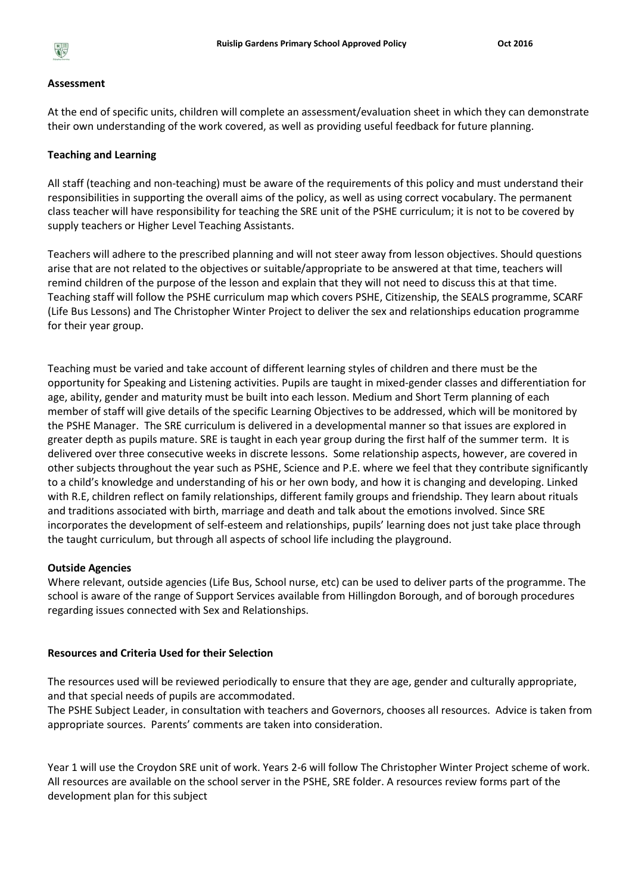## Assessment

At the end of specific units, children will complete an assessment/evaluation sheet in which they can demonstrate their own understanding of the work covered, as well as providing useful feedback for future planning.

## Teaching and Learning

All staff (teaching and non-teaching) must be aware of the requirements of this policy and must understand their responsibilities in supporting the overall aims of the policy, as well as using correct vocabulary. The permanent class teacher will have responsibility for teaching the SRE unit of the PSHE curriculum; it is not to be covered by supply teachers or Higher Level Teaching Assistants.

Teachers will adhere to the prescribed planning and will not steer away from lesson objectives. Should questions arise that are not related to the objectives or suitable/appropriate to be answered at that time, teachers will remind children of the purpose of the lesson and explain that they will not need to discuss this at that time. Teaching staff will follow the PSHE curriculum map which covers PSHE, Citizenship, the SEALS programme, SCARF (Life Bus Lessons) and The Christopher Winter Project to deliver the sex and relationships education programme for their year group.

Teaching must be varied and take account of different learning styles of children and there must be the opportunity for Speaking and Listening activities. Pupils are taught in mixed-gender classes and differentiation for age, ability, gender and maturity must be built into each lesson. Medium and Short Term planning of each member of staff will give details of the specific Learning Objectives to be addressed, which will be monitored by the PSHE Manager. The SRE curriculum is delivered in a developmental manner so that issues are explored in greater depth as pupils mature. SRE is taught in each year group during the first half of the summer term. It is delivered over three consecutive weeks in discrete lessons. Some relationship aspects, however, are covered in other subjects throughout the year such as PSHE, Science and P.E. where we feel that they contribute significantly to a child's knowledge and understanding of his or her own body, and how it is changing and developing. Linked with R.E, children reflect on family relationships, different family groups and friendship. They learn about rituals and traditions associated with birth, marriage and death and talk about the emotions involved. Since SRE incorporates the development of self-esteem and relationships, pupils' learning does not just take place through the taught curriculum, but through all aspects of school life including the playground.

## Outside Agencies

Where relevant, outside agencies (Life Bus, School nurse, etc) can be used to deliver parts of the programme. The school is aware of the range of Support Services available from Hillingdon Borough, and of borough procedures regarding issues connected with Sex and Relationships.

## Resources and Criteria Used for their Selection

The resources used will be reviewed periodically to ensure that they are age, gender and culturally appropriate, and that special needs of pupils are accommodated.

The PSHE Subject Leader, in consultation with teachers and Governors, chooses all resources. Advice is taken from appropriate sources. Parents' comments are taken into consideration.

Year 1 will use the Croydon SRE unit of work. Years 2-6 will follow The Christopher Winter Project scheme of work. All resources are available on the school server in the PSHE, SRE folder. A resources review forms part of the development plan for this subject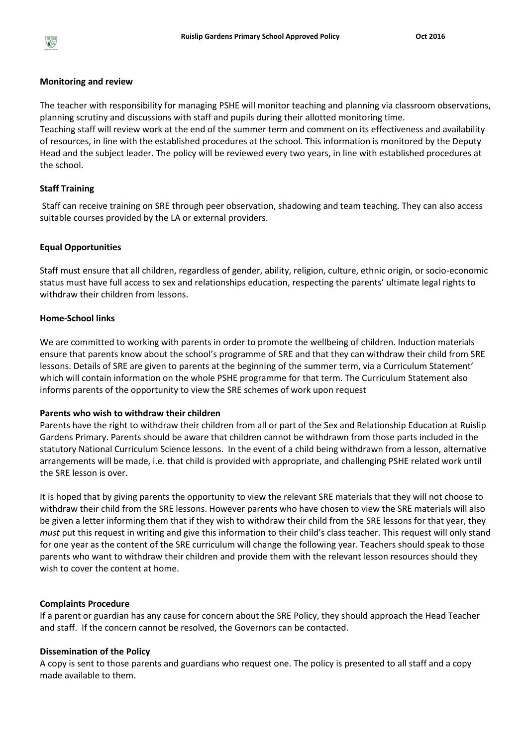**Monitoring and review**

The teacher with responsibility for managing PSHE will monitor teaching and planning via classroom observations, planning scrutiny and discussions with staff and pupils during their allotted monitoring time.
Teaching staff will review work at the end of the summer term and comment on its effectiveness and availability of resources, in line with the established procedures at the school. This information is monitored by the Deputy Head and the subject leader. The policy will be reviewed every two years, in line with established procedures at the school.

**Staff Training**

Staff can receive training on SRE through peer observation, shadowing and team teaching. They can also access suitable courses provided by the LA or external providers.

**Equal Opportunities**

Staff must ensure that all children, regardless of gender, ability, religion, culture, ethnic origin, or socio-economic status must have full access to sex and relationships education, respecting the parents' ultimate legal rights to withdraw their children from lessons.

**Home-School links**

We are committed to working with parents in order to promote the wellbeing of children. Induction materials ensure that parents know about the school's programme of SRE and that they can withdraw their child from SRE lessons. Details of SRE are given to parents at the beginning of the summer term, via a Curriculum Statement' which will contain information on the whole PSHE programme for that term. The Curriculum Statement also informs parents of the opportunity to view the SRE schemes of work upon request

**Parents who wish to withdraw their children**

Parents have the right to withdraw their children from all or part of the Sex and Relationship Education at Ruislip Gardens Primary. Parents should be aware that children cannot be withdrawn from those parts included in the statutory National Curriculum Science lessons. In the event of a child being withdrawn from a lesson, alternative arrangements will be made, i.e. that child is provided with appropriate, and challenging PSHE related work until the SRE lesson is over.

It is hoped that by giving parents the opportunity to view the relevant SRE materials that they will not choose to withdraw their child from the SRE lessons. However parents who have chosen to view the SRE materials will also be given a letter informing them that if they wish to withdraw their child from the SRE lessons for that year, they *must* put this request in writing and give this information to their child's class teacher. This request will only stand for one year as the content of the SRE curriculum will change the following year. Teachers should speak to those parents who want to withdraw their children and provide them with the relevant lesson resources should they wish to cover the content at home.

**Complaints Procedure**

If a parent or guardian has any cause for concern about the SRE Policy, they should approach the Head Teacher and staff. If the concern cannot be resolved, the Governors can be contacted.

**Dissemination of the Policy**

A copy is sent to those parents and guardians who request one. The policy is presented to all staff and a copy made available to them.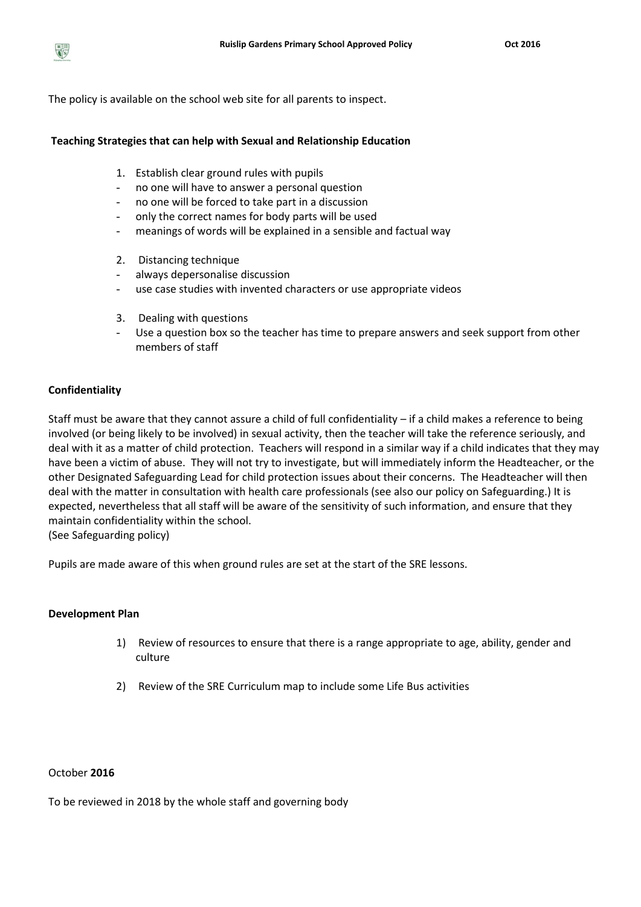The policy is available on the school web site for all parents to inspect.

**Teaching Strategies that can help with Sexual and Relationship Education**

1. Establish clear ground rules with pupils
   - no one will have to answer a personal question
   - no one will be forced to take part in a discussion
   - only the correct names for body parts will be used
   - meanings of words will be explained in a sensible and factual way

2. Distancing technique
   - always depersonalise discussion
   - use case studies with invented characters or use appropriate videos

3. Dealing with questions
   - Use a question box so the teacher has time to prepare answers and seek support from other members of staff

**Confidentiality**

Staff must be aware that they cannot assure a child of full confidentiality – if a child makes a reference to being involved (or being likely to be involved) in sexual activity, then the teacher will take the reference seriously, and deal with it as a matter of child protection. Teachers will respond in a similar way if a child indicates that they may have been a victim of abuse. They will not try to investigate, but will immediately inform the Headteacher, or the other Designated Safeguarding Lead for child protection issues about their concerns. The Headteacher will then deal with the matter in consultation with health care professionals (see also our policy on Safeguarding.) It is expected, nevertheless that all staff will be aware of the sensitivity of such information, and ensure that they maintain confidentiality within the school.
(See Safeguarding policy)

Pupils are made aware of this when ground rules are set at the start of the SRE lessons.

**Development Plan**

1) Review of resources to ensure that there is a range appropriate to age, ability, gender and culture

2) Review of the SRE Curriculum map to include some Life Bus activities

October **2016**

To be reviewed in 2018 by the whole staff and governing body